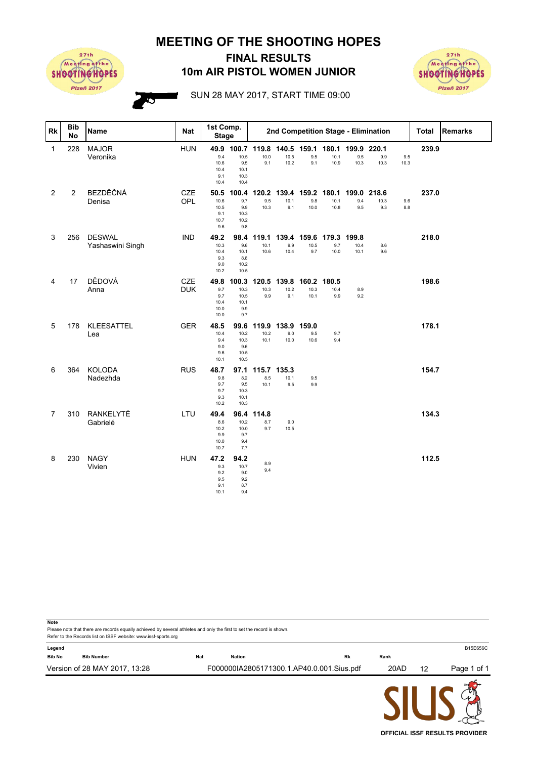# MEETING OF THE SHOOTING HOPES

## FINAL RESULTS

## 10m AIR PISTOL WOMEN JUNIOR

SUN 28 MAY 2017, START TIME 09:00

| Rk | Bib No | Name | Nat | 1st Comp. Stage | | 2nd Competition Stage - Elimination | | | | | | | | | Total | Remarks |
|---|---|---|---|---|---|---|---|---|---|---|---|---|---|---|---|---|
| 1 | 228 | MAJOR Veronika | HUN | 49.9<br>9.4<br>10.6<br>10.4<br>9.1<br>10.4 | 100.7<br>10.5<br>9.5<br>10.1<br>10.3<br>10.4 | 119.8<br>10.0<br>9.1 | 140.5<br>10.5<br>10.2 | 159.1<br>9.5<br>9.1 | 180.1<br>10.1<br>10.9 | 199.9<br>9.5<br>10.3 | 220.1<br>9.9<br>10.3 | 9.5<br>10.3 | 239.9 | |
| 2 | 2 | BEZDĚČNÁ Denisa | CZE OPL | 50.5<br>10.6<br>10.5<br>9.1<br>10.7<br>9.6 | 100.4<br>9.7<br>9.9<br>10.3<br>10.2<br>9.8 | 120.2<br>9.5<br>10.3 | 139.4<br>10.1<br>9.1 | 159.2<br>9.8<br>10.0 | 180.1<br>10.1<br>10.8 | 199.0<br>9.4<br>9.5 | 218.6<br>10.3<br>9.3 | 9.6<br>8.8 | 237.0 | |
| 3 | 256 | DESWAL Yashaswini Singh | IND | 49.2<br>10.3<br>10.4<br>9.3<br>9.0<br>10.2 | 98.4<br>9.6<br>10.1<br>8.8<br>10.2<br>10.5 | 119.1<br>10.1<br>10.6 | 139.4<br>9.9<br>10.4 | 159.6<br>10.5<br>9.7 | 179.3<br>9.7<br>10.0 | 199.8<br>10.4<br>10.1 | 8.6<br>9.6 | | 218.0 | |
| 4 | 17 | DĚDOVÁ Anna | CZE DUK | 49.8<br>9.7<br>9.7<br>10.4<br>10.0<br>10.0 | 100.3<br>10.3<br>10.5<br>10.1<br>9.9<br>9.7 | 120.5<br>10.3<br>9.9 | 139.8<br>10.2<br>9.1 | 160.2<br>10.3<br>10.1 | 180.5<br>10.4<br>9.9 | 8.9<br>9.2 | | | 198.6 | |
| 5 | 178 | KLEESATTEL Lea | GER | 48.5<br>10.4<br>9.4<br>9.0<br>9.6<br>10.1 | 99.6<br>10.2<br>10.3<br>9.6<br>10.5<br>10.5 | 119.9<br>10.2<br>10.1 | 138.9<br>9.0<br>10.0 | 159.0<br>9.5<br>10.6 | 9.7<br>9.4 | | | | 178.1 | |
| 6 | 364 | KOLODA Nadezhda | RUS | 48.7<br>9.8<br>9.7<br>9.7<br>9.3<br>10.2 | 97.1<br>8.2<br>9.5<br>10.3<br>10.1<br>10.3 | 115.7<br>8.5<br>10.1 | 135.3<br>10.1<br>9.5 | 9.5<br>9.9 | | | | | 154.7 | |
| 7 | 310 | RANKELYTÉ Gabrielé | LTU | 49.4<br>8.6<br>10.2<br>9.9<br>10.0<br>10.7 | 96.4<br>10.2<br>10.0<br>9.7<br>9.4<br>7.7 | 114.8<br>8.7<br>9.7 | 9.0<br>10.5 | | | | | | 134.3 | |
| 8 | 230 | NAGY Vivien | HUN | 47.2<br>9.3<br>9.2<br>9.5<br>9.1<br>10.1 | 94.2<br>10.7<br>9.0<br>9.2<br>8.7<br>9.4 | 8.9<br>9.4 | | | | | | | 112.5 | |

**Note**

Please note that there are records equally achieved by several athletes and only the first to set the record is shown.
Refer to the Records list on ISSF website: www.issf-sports.org

**Legend**

| Bib No | Bib Number | Nat | Nation | Rk | Rank |
|---|---|---|---|---|---|

B15E656C

Version of 28 MAY 2017, 13:28 F000000IA2805171300.1.AP40.0.001.Sius.pdf 20AD 12

OFFICIAL ISSF RESULTS PROVIDER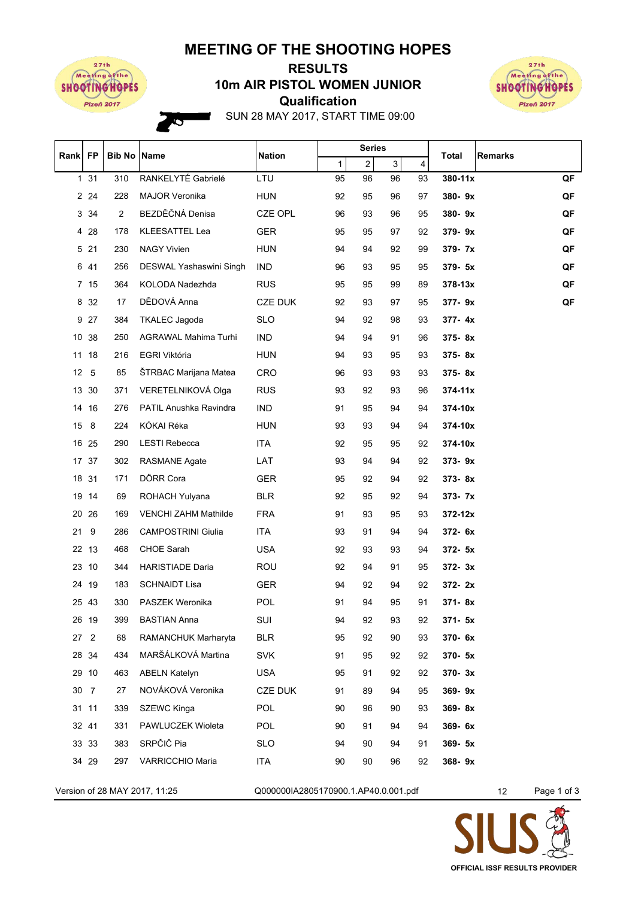# MEETING OF THE SHOOTING HOPES

## RESULTS

## 10m AIR PISTOL WOMEN JUNIOR

## Qualification

SUN 28 MAY 2017, START TIME 09:00

| Rank | FP | Bib No | Name | Nation | Series 1 | 2 | 3 | 4 | Total | Remarks |
|---|---|---|---|---|---|---|---|---|---|---|
| 1 | 31 | 310 | RANKELYTĖ Gabrielė | LTU | 95 | 96 | 96 | 93 | **380-11x** | **QF** |
| 2 | 24 | 228 | MAJOR Veronika | HUN | 92 | 95 | 96 | 97 | **380- 9x** | **QF** |
| 3 | 34 | 2 | BEZDĚČNÁ Denisa | CZE OPL | 96 | 93 | 96 | 95 | **380- 9x** | **QF** |
| 4 | 28 | 178 | KLEESATTEL Lea | GER | 95 | 95 | 97 | 92 | **379- 9x** | **QF** |
| 5 | 21 | 230 | NAGY Vivien | HUN | 94 | 94 | 92 | 99 | **379- 7x** | **QF** |
| 6 | 41 | 256 | DESWAL Yashaswini Singh | IND | 96 | 93 | 95 | 95 | **379- 5x** | **QF** |
| 7 | 15 | 364 | KOLODA Nadezhda | RUS | 95 | 95 | 99 | 89 | **378-13x** | **QF** |
| 8 | 32 | 17 | DĚDOVÁ Anna | CZE DUK | 92 | 93 | 97 | 95 | **377- 9x** | **QF** |
| 9 | 27 | 384 | TKALEC Jagoda | SLO | 94 | 92 | 98 | 93 | **377- 4x** | |
| 10 | 38 | 250 | AGRAWAL Mahima Turhi | IND | 94 | 94 | 91 | 96 | **375- 8x** | |
| 11 | 18 | 216 | EGRI Viktória | HUN | 94 | 93 | 95 | 93 | **375- 8x** | |
| 12 | 5 | 85 | ŠTRBAC Marijana Matea | CRO | 96 | 93 | 93 | 93 | **375- 8x** | |
| 13 | 30 | 371 | VERETELNIKOVÁ Olga | RUS | 93 | 92 | 93 | 96 | **374-11x** | |
| 14 | 16 | 276 | PATIL Anushka Ravindra | IND | 91 | 95 | 94 | 94 | **374-10x** | |
| 15 | 8 | 224 | KÓKAI Réka | HUN | 93 | 93 | 94 | 94 | **374-10x** | |
| 16 | 25 | 290 | LESTI Rebecca | ITA | 92 | 95 | 95 | 92 | **374-10x** | |
| 17 | 37 | 302 | RASMANE Agate | LAT | 93 | 94 | 94 | 92 | **373- 9x** | |
| 18 | 31 | 171 | DÖRR Cora | GER | 95 | 92 | 94 | 92 | **373- 8x** | |
| 19 | 14 | 69 | ROHACH Yulyana | BLR | 92 | 95 | 92 | 94 | **373- 7x** | |
| 20 | 26 | 169 | VENCHI ZAHM Mathilde | FRA | 91 | 93 | 95 | 93 | **372-12x** | |
| 21 | 9 | 286 | CAMPOSTRINI Giulia | ITA | 93 | 91 | 94 | 94 | **372- 6x** | |
| 22 | 13 | 468 | CHOE Sarah | USA | 92 | 93 | 93 | 94 | **372- 5x** | |
| 23 | 10 | 344 | HARISTIADE Daria | ROU | 92 | 94 | 91 | 95 | **372- 3x** | |
| 24 | 19 | 183 | SCHNAIDT Lisa | GER | 94 | 92 | 94 | 92 | **372- 2x** | |
| 25 | 43 | 330 | PASZEK Weronika | POL | 91 | 94 | 95 | 91 | **371- 8x** | |
| 26 | 19 | 399 | BASTIAN Anna | SUI | 94 | 92 | 93 | 92 | **371- 5x** | |
| 27 | 2 | 68 | RAMANCHUK Marharyta | BLR | 95 | 92 | 90 | 93 | **370- 6x** | |
| 28 | 34 | 434 | MARŠÁLKOVÁ Martina | SVK | 91 | 95 | 92 | 92 | **370- 5x** | |
| 29 | 10 | 463 | ABELN Katelyn | USA | 95 | 91 | 92 | 92 | **370- 3x** | |
| 30 | 7 | 27 | NOVÁKOVÁ Veronika | CZE DUK | 91 | 89 | 94 | 95 | **369- 9x** | |
| 31 | 11 | 339 | SZEWC Kinga | POL | 90 | 96 | 90 | 93 | **369- 8x** | |
| 32 | 41 | 331 | PAWLUCZEK Wioleta | POL | 90 | 91 | 94 | 94 | **369- 6x** | |
| 33 | 33 | 383 | SRPČIČ Pia | SLO | 94 | 90 | 94 | 91 | **369- 5x** | |
| 34 | 29 | 297 | VARRICCHIO Maria | ITA | 90 | 90 | 96 | 92 | **368- 9x** | |

Version of 28 MAY 2017, 11:25 — Q000000IA2805170900.1.AP40.0.001.pdf — 12

OFFICIAL ISSF RESULTS PROVIDER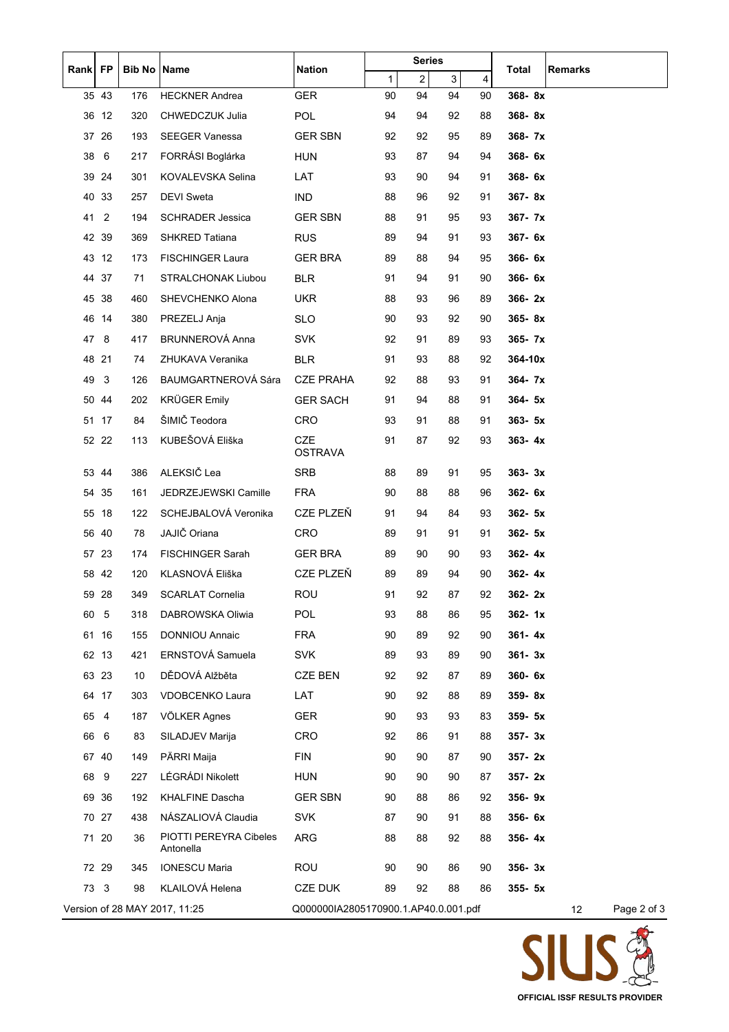| Rank | FP | Bib No | Name | Nation | Series | | | | Total | Remarks |
|---|---|---|---|---|---|---|---|---|---|---|
| | | | | | 1 | 2 | 3 | 4 | | |
| 35 | 43 | 176 | HECKNER Andrea | GER | 90 | 94 | 94 | 90 | **368- 8x** | |
| 36 | 12 | 320 | CHWEDCZUK Julia | POL | 94 | 94 | 92 | 88 | **368- 8x** | |
| 37 | 26 | 193 | SEEGER Vanessa | GER SBN | 92 | 92 | 95 | 89 | **368- 7x** | |
| 38 | 6 | 217 | FORRÁSI Boglárka | HUN | 93 | 87 | 94 | 94 | **368- 6x** | |
| 39 | 24 | 301 | KOVALEVSKA Selina | LAT | 93 | 90 | 94 | 91 | **368- 6x** | |
| 40 | 33 | 257 | DEVI Sweta | IND | 88 | 96 | 92 | 91 | **367- 8x** | |
| 41 | 2 | 194 | SCHRADER Jessica | GER SBN | 88 | 91 | 95 | 93 | **367- 7x** | |
| 42 | 39 | 369 | SHKRED Tatiana | RUS | 89 | 94 | 91 | 93 | **367- 6x** | |
| 43 | 12 | 173 | FISCHINGER Laura | GER BRA | 89 | 88 | 94 | 95 | **366- 6x** | |
| 44 | 37 | 71 | STRALCHONAK Liubou | BLR | 91 | 94 | 91 | 90 | **366- 6x** | |
| 45 | 38 | 460 | SHEVCHENKO Alona | UKR | 88 | 93 | 96 | 89 | **366- 2x** | |
| 46 | 14 | 380 | PREZELJ Anja | SLO | 90 | 93 | 92 | 90 | **365- 8x** | |
| 47 | 8 | 417 | BRUNNEROVÁ Anna | SVK | 92 | 91 | 89 | 93 | **365- 7x** | |
| 48 | 21 | 74 | ZHUKAVA Veranika | BLR | 91 | 93 | 88 | 92 | **364-10x** | |
| 49 | 3 | 126 | BAUMGARTNEROVÁ Sára | CZE PRAHA | 92 | 88 | 93 | 91 | **364- 7x** | |
| 50 | 44 | 202 | KRÜGER Emily | GER SACH | 91 | 94 | 88 | 91 | **364- 5x** | |
| 51 | 17 | 84 | ŠIMIČ Teodora | CRO | 93 | 91 | 88 | 91 | **363- 5x** | |
| 52 | 22 | 113 | KUBEŠOVÁ Eliška | CZE OSTRAVA | 91 | 87 | 92 | 93 | **363- 4x** | |
| 53 | 44 | 386 | ALEKSIČ Lea | SRB | 88 | 89 | 91 | 95 | **363- 3x** | |
| 54 | 35 | 161 | JEDRZEJEWSKI Camille | FRA | 90 | 88 | 88 | 96 | **362- 6x** | |
| 55 | 18 | 122 | SCHEJBALOVÁ Veronika | CZE PLZEŇ | 91 | 94 | 84 | 93 | **362- 5x** | |
| 56 | 40 | 78 | JAJIČ Oriana | CRO | 89 | 91 | 91 | 91 | **362- 5x** | |
| 57 | 23 | 174 | FISCHINGER Sarah | GER BRA | 89 | 90 | 90 | 93 | **362- 4x** | |
| 58 | 42 | 120 | KLASNOVÁ Eliška | CZE PLZEŇ | 89 | 89 | 94 | 90 | **362- 4x** | |
| 59 | 28 | 349 | SCARLAT Cornelia | ROU | 91 | 92 | 87 | 92 | **362- 2x** | |
| 60 | 5 | 318 | DABROWSKA Oliwia | POL | 93 | 88 | 86 | 95 | **362- 1x** | |
| 61 | 16 | 155 | DONNIOU Annaic | FRA | 90 | 89 | 92 | 90 | **361- 4x** | |
| 62 | 13 | 421 | ERNSTOVÁ Samuela | SVK | 89 | 93 | 89 | 90 | **361- 3x** | |
| 63 | 23 | 10 | DĚDOVÁ Alžběta | CZE BEN | 92 | 92 | 87 | 89 | **360- 6x** | |
| 64 | 17 | 303 | VDOBCENKO Laura | LAT | 90 | 92 | 88 | 89 | **359- 8x** | |
| 65 | 4 | 187 | VÖLKER Agnes | GER | 90 | 93 | 93 | 83 | **359- 5x** | |
| 66 | 6 | 83 | SILADJEV Marija | CRO | 92 | 86 | 91 | 88 | **357- 3x** | |
| 67 | 40 | 149 | PÄRRI Maija | FIN | 90 | 90 | 87 | 90 | **357- 2x** | |
| 68 | 9 | 227 | LÉGRÁDI Nikolett | HUN | 90 | 90 | 90 | 87 | **357- 2x** | |
| 69 | 36 | 192 | KHALFINE Dascha | GER SBN | 90 | 88 | 86 | 92 | **356- 9x** | |
| 70 | 27 | 438 | NÁSZALIOVÁ Claudia | SVK | 87 | 90 | 91 | 88 | **356- 6x** | |
| 71 | 20 | 36 | PIOTTI PEREYRA Cibeles Antonella | ARG | 88 | 88 | 92 | 88 | **356- 4x** | |
| 72 | 29 | 345 | IONESCU Maria | ROU | 90 | 90 | 86 | 90 | **356- 3x** | |
| 73 | 3 | 98 | KLAILOVÁ Helena | CZE DUK | 89 | 92 | 88 | 86 | **355- 5x** | |

Version of 28 MAY 2017, 11:25 Q000000IA2805170900.1.AP40.0.001.pdf 12

SIUS OFFICIAL ISSF RESULTS PROVIDER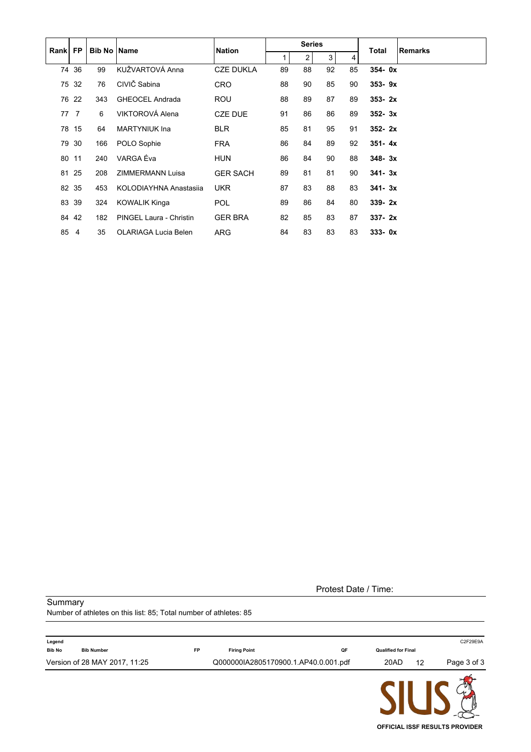| Rank | FP | Bib No | Name | Nation | Series | | | | Total | Remarks |
|---|---|---|---|---|---|---|---|---|---|---|
| | | | | | 1 | 2 | 3 | 4 | | |
| 74 | 36 | 99 | KUŽVARTOVÁ Anna | CZE DUKLA | 89 | 88 | 92 | 85 | **354- 0x** | |
| 75 | 32 | 76 | CIVIČ Sabina | CRO | 88 | 90 | 85 | 90 | **353- 9x** | |
| 76 | 22 | 343 | GHEOCEL Andrada | ROU | 88 | 89 | 87 | 89 | **353- 2x** | |
| 77 | 7 | 6 | VIKTOROVÁ Alena | CZE DUE | 91 | 86 | 86 | 89 | **352- 3x** | |
| 78 | 15 | 64 | MARTYNIUK Ina | BLR | 85 | 81 | 95 | 91 | **352- 2x** | |
| 79 | 30 | 166 | POLO Sophie | FRA | 86 | 84 | 89 | 92 | **351- 4x** | |
| 80 | 11 | 240 | VARGA Éva | HUN | 86 | 84 | 90 | 88 | **348- 3x** | |
| 81 | 25 | 208 | ZIMMERMANN Luisa | GER SACH | 89 | 81 | 81 | 90 | **341- 3x** | |
| 82 | 35 | 453 | KOLODIAYHNA Anastasiia | UKR | 87 | 83 | 88 | 83 | **341- 3x** | |
| 83 | 39 | 324 | KOWALIK Kinga | POL | 89 | 86 | 84 | 80 | **339- 2x** | |
| 84 | 42 | 182 | PINGEL Laura - Christin | GER BRA | 82 | 85 | 83 | 87 | **337- 2x** | |
| 85 | 4 | 35 | OLARIAGA Lucia Belen | ARG | 84 | 83 | 83 | 83 | **333- 0x** | |

Protest Date / Time:

Summary

Number of athletes on this list: 85; Total number of athletes: 85

**Legend**

| | | | |
|---|---|---|---|
| **Bib No** Bib Number | **FP** Firing Point | **QF** Qualified for Final | C2F29E9A |

Version of 28 MAY 2017, 11:25 Q000000IA2805170900.1.AP40.0.001.pdf 20AD 12

OFFICIAL ISSF RESULTS PROVIDER